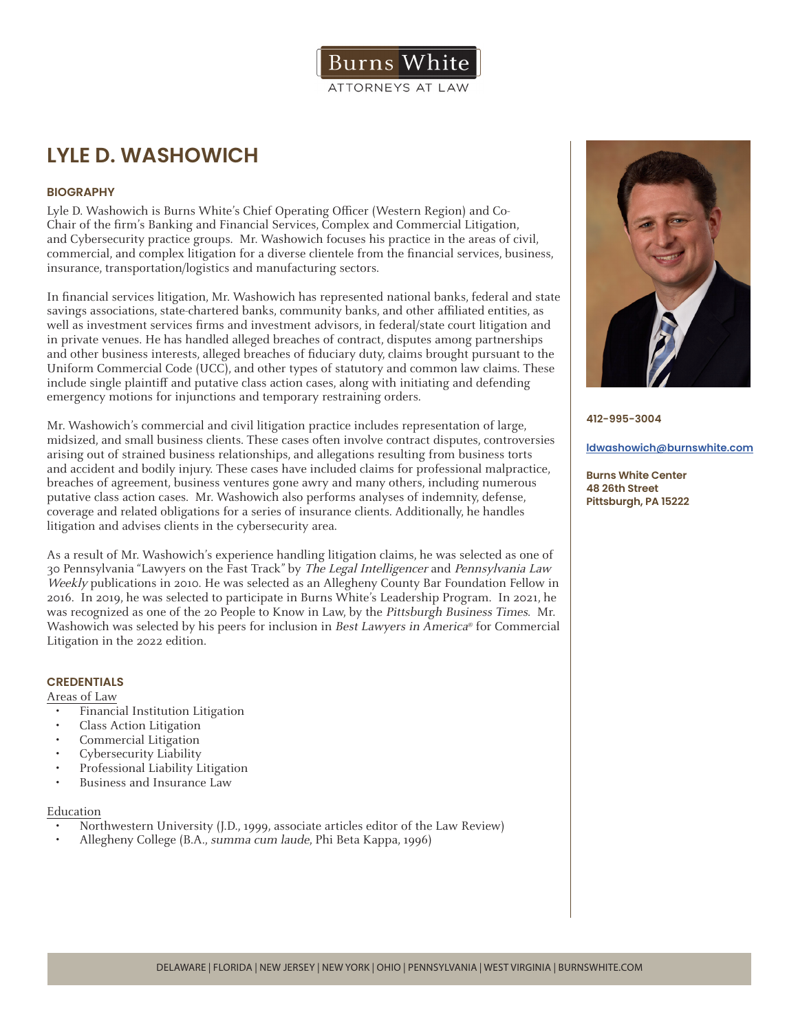Burns White

ATTORNEYS AT LAW

# LYLE D. WASHOWICH

**412-995-3004**

**ldwashowich@burnswhite.com**

**Burns White Center**
**48 26th Street**
**Pittsburgh, PA 15222**

## BIOGRAPHY

Lyle D. Washowich is Burns White's Chief Operating Officer (Western Region) and Co-Chair of the firm's Banking and Financial Services, Complex and Commercial Litigation, and Cybersecurity practice groups. Mr. Washowich focuses his practice in the areas of civil, commercial, and complex litigation for a diverse clientele from the financial services, business, insurance, transportation/logistics and manufacturing sectors.

In financial services litigation, Mr. Washowich has represented national banks, federal and state savings associations, state-chartered banks, community banks, and other affiliated entities, as well as investment services firms and investment advisors, in federal/state court litigation and in private venues. He has handled alleged breaches of contract, disputes among partnerships and other business interests, alleged breaches of fiduciary duty, claims brought pursuant to the Uniform Commercial Code (UCC), and other types of statutory and common law claims. These include single plaintiff and putative class action cases, along with initiating and defending emergency motions for injunctions and temporary restraining orders.

Mr. Washowich's commercial and civil litigation practice includes representation of large, midsized, and small business clients. These cases often involve contract disputes, controversies arising out of strained business relationships, and allegations resulting from business torts and accident and bodily injury. These cases have included claims for professional malpractice, breaches of agreement, business ventures gone awry and many others, including numerous putative class action cases. Mr. Washowich also performs analyses of indemnity, defense, coverage and related obligations for a series of insurance clients. Additionally, he handles litigation and advises clients in the cybersecurity area.

As a result of Mr. Washowich's experience handling litigation claims, he was selected as one of 30 Pennsylvania "Lawyers on the Fast Track" by *The Legal Intelligencer* and *Pennsylvania Law Weekly* publications in 2010. He was selected as an Allegheny County Bar Foundation Fellow in 2016. In 2019, he was selected to participate in Burns White's Leadership Program. In 2021, he was recognized as one of the 20 People to Know in Law, by the *Pittsburgh Business Times*. Mr. Washowich was selected by his peers for inclusion in *Best Lawyers in America®* for Commercial Litigation in the 2022 edition.

## CREDENTIALS

Areas of Law

- Financial Institution Litigation
- Class Action Litigation
- Commercial Litigation
- Cybersecurity Liability
- Professional Liability Litigation
- Business and Insurance Law

Education

- Northwestern University (J.D., 1999, associate articles editor of the Law Review)
- Allegheny College (B.A., *summa cum laude*, Phi Beta Kappa, 1996)

DELAWARE | FLORIDA | NEW JERSEY | NEW YORK | OHIO | PENNSYLVANIA | WEST VIRGINIA | BURNSWHITE.COM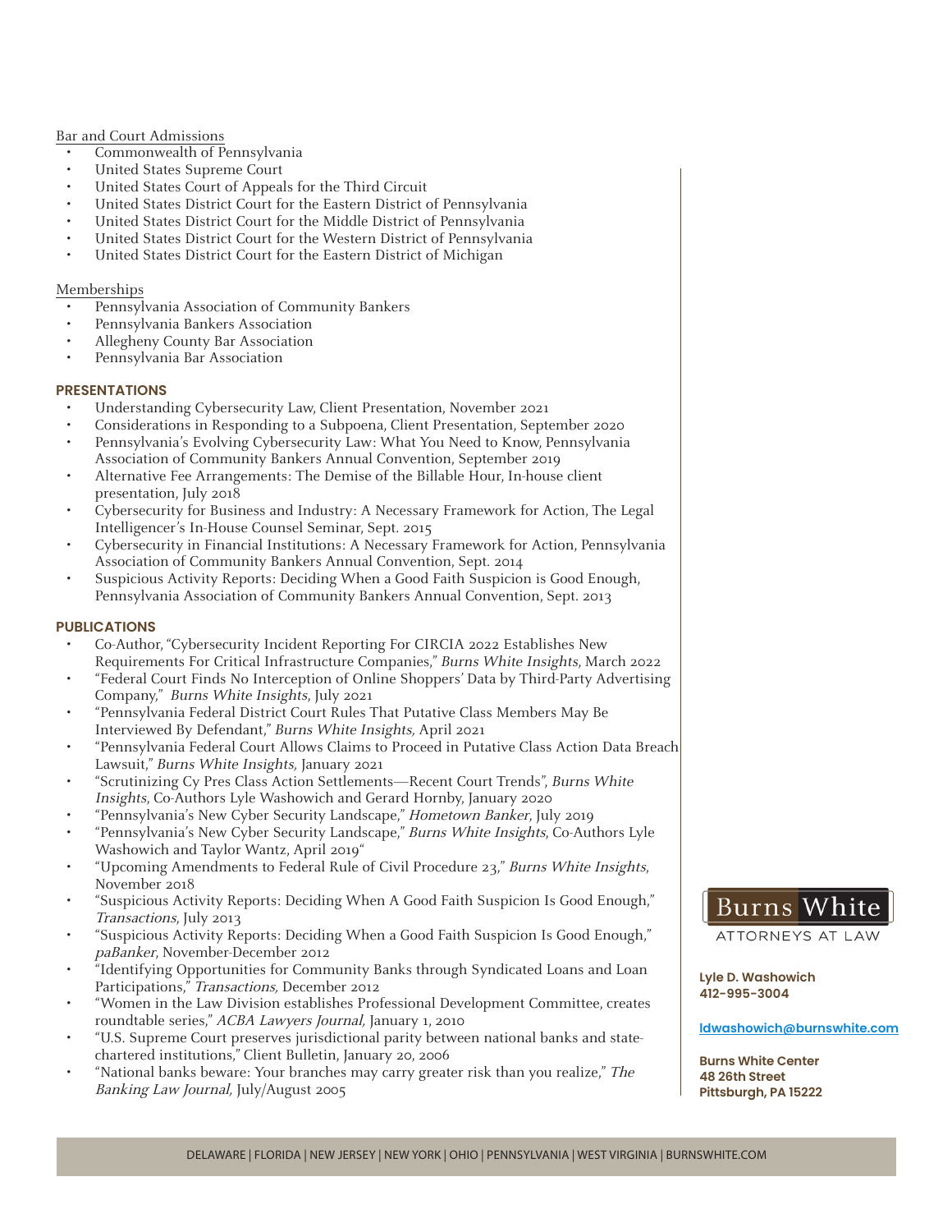Bar and Court Admissions

- Commonwealth of Pennsylvania
- United States Supreme Court
- United States Court of Appeals for the Third Circuit
- United States District Court for the Eastern District of Pennsylvania
- United States District Court for the Middle District of Pennsylvania
- United States District Court for the Western District of Pennsylvania
- United States District Court for the Eastern District of Michigan

Memberships

- Pennsylvania Association of Community Bankers
- Pennsylvania Bankers Association
- Allegheny County Bar Association
- Pennsylvania Bar Association

## PRESENTATIONS

- Understanding Cybersecurity Law, Client Presentation, November 2021
- Considerations in Responding to a Subpoena, Client Presentation, September 2020
- Pennsylvania's Evolving Cybersecurity Law: What You Need to Know, Pennsylvania Association of Community Bankers Annual Convention, September 2019
- Alternative Fee Arrangements: The Demise of the Billable Hour, In-house client presentation, July 2018
- Cybersecurity for Business and Industry: A Necessary Framework for Action, The Legal Intelligencer's In-House Counsel Seminar, Sept. 2015
- Cybersecurity in Financial Institutions: A Necessary Framework for Action, Pennsylvania Association of Community Bankers Annual Convention, Sept. 2014
- Suspicious Activity Reports: Deciding When a Good Faith Suspicion is Good Enough, Pennsylvania Association of Community Bankers Annual Convention, Sept. 2013

## PUBLICATIONS

- Co-Author, "Cybersecurity Incident Reporting For CIRCIA 2022 Establishes New Requirements For Critical Infrastructure Companies," *Burns White Insights*, March 2022
- "Federal Court Finds No Interception of Online Shoppers' Data by Third-Party Advertising Company," *Burns White Insights*, July 2021
- "Pennsylvania Federal District Court Rules That Putative Class Members May Be Interviewed By Defendant," *Burns White Insights,* April 2021
- "Pennsylvania Federal Court Allows Claims to Proceed in Putative Class Action Data Breach Lawsuit," *Burns White Insights,* January 2021
- "Scrutinizing Cy Pres Class Action Settlements—Recent Court Trends", *Burns White Insights*, Co-Authors Lyle Washowich and Gerard Hornby, January 2020
- "Pennsylvania's New Cyber Security Landscape," *Hometown Banker*, July 2019
- "Pennsylvania's New Cyber Security Landscape," *Burns White Insights*, Co-Authors Lyle Washowich and Taylor Wantz, April 2019"
- "Upcoming Amendments to Federal Rule of Civil Procedure 23," *Burns White Insights*, November 2018
- "Suspicious Activity Reports: Deciding When A Good Faith Suspicion Is Good Enough," *Transactions*, July 2013
- "Suspicious Activity Reports: Deciding When a Good Faith Suspicion Is Good Enough," *paBanker*, November-December 2012
- "Identifying Opportunities for Community Banks through Syndicated Loans and Loan Participations," *Transactions,* December 2012
- "Women in the Law Division establishes Professional Development Committee, creates roundtable series," *ACBA Lawyers Journal,* January 1, 2010
- "U.S. Supreme Court preserves jurisdictional parity between national banks and state-chartered institutions," Client Bulletin, January 20, 2006
- "National banks beware: Your branches may carry greater risk than you realize," *The Banking Law Journal,* July/August 2005

Burns White
ATTORNEYS AT LAW

**Lyle D. Washowich**
**412-995-3004**

**ldwashowich@burnswhite.com**

**Burns White Center**
**48 26th Street**
**Pittsburgh, PA 15222**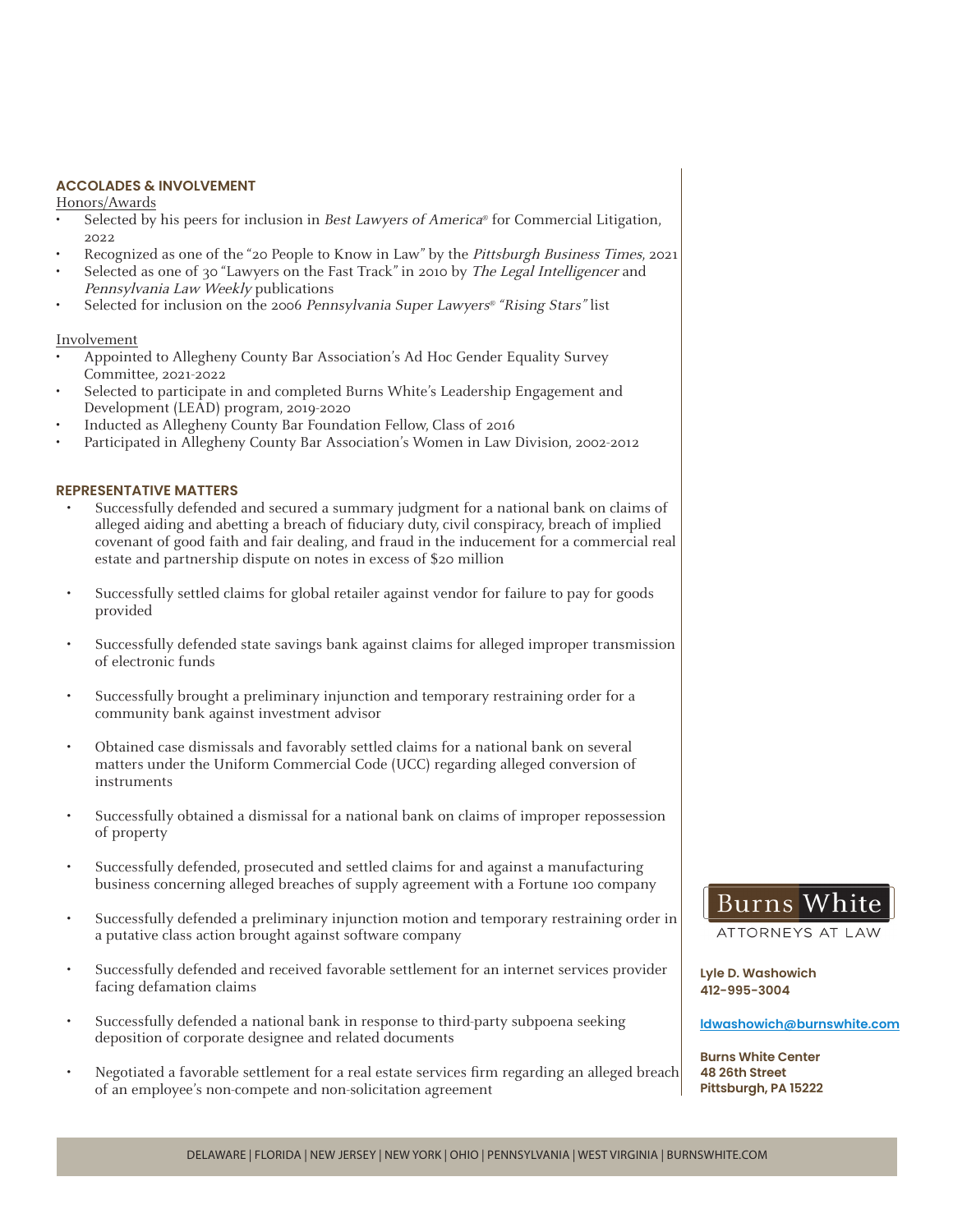## ACCOLADES & INVOLVEMENT

Honors/Awards

- Selected by his peers for inclusion in *Best Lawyers of America*® for Commercial Litigation, 2022
- Recognized as one of the "20 People to Know in Law" by the *Pittsburgh Business Times*, 2021
- Selected as one of 30 "Lawyers on the Fast Track" in 2010 by *The Legal Intelligencer* and *Pennsylvania Law Weekly* publications
- Selected for inclusion on the 2006 *Pennsylvania Super Lawyers® "Rising Stars"* list

Involvement

- Appointed to Allegheny County Bar Association's Ad Hoc Gender Equality Survey Committee, 2021-2022
- Selected to participate in and completed Burns White's Leadership Engagement and Development (LEAD) program, 2019-2020
- Inducted as Allegheny County Bar Foundation Fellow, Class of 2016
- Participated in Allegheny County Bar Association's Women in Law Division, 2002-2012

## REPRESENTATIVE MATTERS

- Successfully defended and secured a summary judgment for a national bank on claims of alleged aiding and abetting a breach of fiduciary duty, civil conspiracy, breach of implied covenant of good faith and fair dealing, and fraud in the inducement for a commercial real estate and partnership dispute on notes in excess of $20 million
- Successfully settled claims for global retailer against vendor for failure to pay for goods provided
- Successfully defended state savings bank against claims for alleged improper transmission of electronic funds
- Successfully brought a preliminary injunction and temporary restraining order for a community bank against investment advisor
- Obtained case dismissals and favorably settled claims for a national bank on several matters under the Uniform Commercial Code (UCC) regarding alleged conversion of instruments
- Successfully obtained a dismissal for a national bank on claims of improper repossession of property
- Successfully defended, prosecuted and settled claims for and against a manufacturing business concerning alleged breaches of supply agreement with a Fortune 100 company
- Successfully defended a preliminary injunction motion and temporary restraining order in a putative class action brought against software company
- Successfully defended and received favorable settlement for an internet services provider facing defamation claims
- Successfully defended a national bank in response to third-party subpoena seeking deposition of corporate designee and related documents
- Negotiated a favorable settlement for a real estate services firm regarding an alleged breach of an employee's non-compete and non-solicitation agreement

Burns White
ATTORNEYS AT LAW

**Lyle D. Washowich**
**412-995-3004**

**ldwashowich@burnswhite.com**

**Burns White Center**
**48 26th Street**
**Pittsburgh, PA 15222**

DELAWARE | FLORIDA | NEW JERSEY | NEW YORK | OHIO | PENNSYLVANIA | WEST VIRGINIA | BURNSWHITE.COM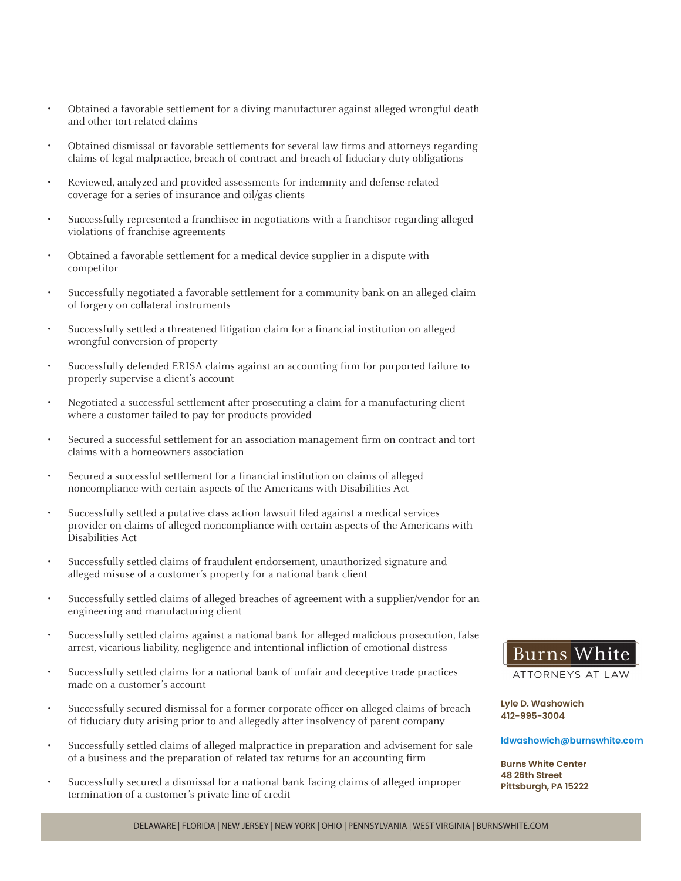- Obtained a favorable settlement for a diving manufacturer against alleged wrongful death and other tort-related claims
- Obtained dismissal or favorable settlements for several law firms and attorneys regarding claims of legal malpractice, breach of contract and breach of fiduciary duty obligations
- Reviewed, analyzed and provided assessments for indemnity and defense-related coverage for a series of insurance and oil/gas clients
- Successfully represented a franchisee in negotiations with a franchisor regarding alleged violations of franchise agreements
- Obtained a favorable settlement for a medical device supplier in a dispute with competitor
- Successfully negotiated a favorable settlement for a community bank on an alleged claim of forgery on collateral instruments
- Successfully settled a threatened litigation claim for a financial institution on alleged wrongful conversion of property
- Successfully defended ERISA claims against an accounting firm for purported failure to properly supervise a client's account
- Negotiated a successful settlement after prosecuting a claim for a manufacturing client where a customer failed to pay for products provided
- Secured a successful settlement for an association management firm on contract and tort claims with a homeowners association
- Secured a successful settlement for a financial institution on claims of alleged noncompliance with certain aspects of the Americans with Disabilities Act
- Successfully settled a putative class action lawsuit filed against a medical services provider on claims of alleged noncompliance with certain aspects of the Americans with Disabilities Act
- Successfully settled claims of fraudulent endorsement, unauthorized signature and alleged misuse of a customer's property for a national bank client
- Successfully settled claims of alleged breaches of agreement with a supplier/vendor for an engineering and manufacturing client
- Successfully settled claims against a national bank for alleged malicious prosecution, false arrest, vicarious liability, negligence and intentional infliction of emotional distress
- Successfully settled claims for a national bank of unfair and deceptive trade practices made on a customer's account
- Successfully secured dismissal for a former corporate officer on alleged claims of breach of fiduciary duty arising prior to and allegedly after insolvency of parent company
- Successfully settled claims of alleged malpractice in preparation and advisement for sale of a business and the preparation of related tax returns for an accounting firm
- Successfully secured a dismissal for a national bank facing claims of alleged improper termination of a customer's private line of credit

Burns White
ATTORNEYS AT LAW

**Lyle D. Washowich**
**412-995-3004**

**ldwashowich@burnswhite.com**

**Burns White Center**
**48 26th Street**
**Pittsburgh, PA 15222**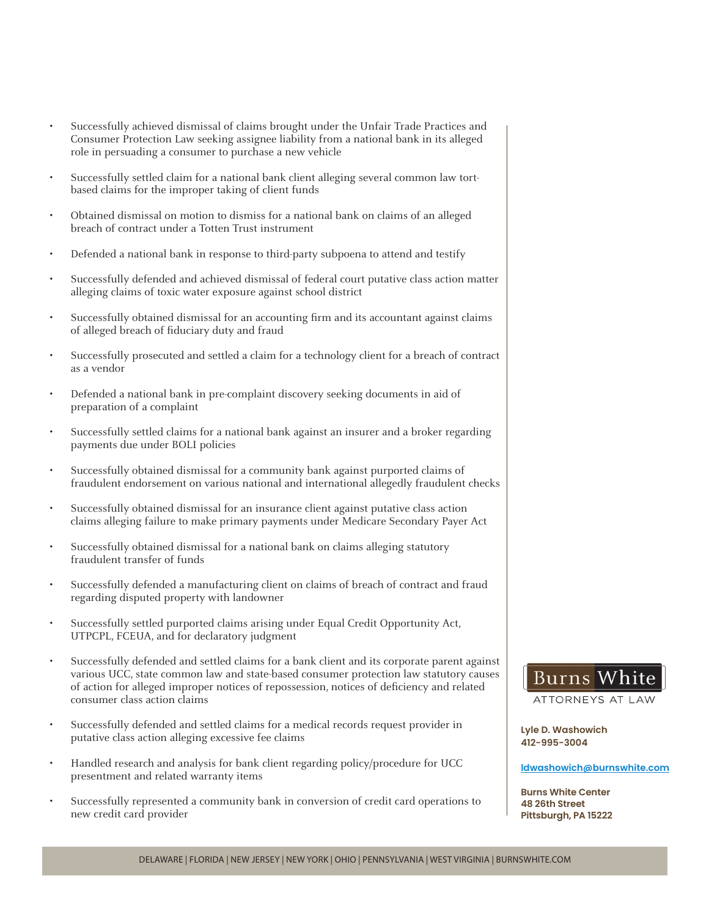- Successfully achieved dismissal of claims brought under the Unfair Trade Practices and Consumer Protection Law seeking assignee liability from a national bank in its alleged role in persuading a consumer to purchase a new vehicle
- Successfully settled claim for a national bank client alleging several common law tort-based claims for the improper taking of client funds
- Obtained dismissal on motion to dismiss for a national bank on claims of an alleged breach of contract under a Totten Trust instrument
- Defended a national bank in response to third-party subpoena to attend and testify
- Successfully defended and achieved dismissal of federal court putative class action matter alleging claims of toxic water exposure against school district
- Successfully obtained dismissal for an accounting firm and its accountant against claims of alleged breach of fiduciary duty and fraud
- Successfully prosecuted and settled a claim for a technology client for a breach of contract as a vendor
- Defended a national bank in pre-complaint discovery seeking documents in aid of preparation of a complaint
- Successfully settled claims for a national bank against an insurer and a broker regarding payments due under BOLI policies
- Successfully obtained dismissal for a community bank against purported claims of fraudulent endorsement on various national and international allegedly fraudulent checks
- Successfully obtained dismissal for an insurance client against putative class action claims alleging failure to make primary payments under Medicare Secondary Payer Act
- Successfully obtained dismissal for a national bank on claims alleging statutory fraudulent transfer of funds
- Successfully defended a manufacturing client on claims of breach of contract and fraud regarding disputed property with landowner
- Successfully settled purported claims arising under Equal Credit Opportunity Act, UTPCPL, FCEUA, and for declaratory judgment
- Successfully defended and settled claims for a bank client and its corporate parent against various UCC, state common law and state-based consumer protection law statutory causes of action for alleged improper notices of repossession, notices of deficiency and related consumer class action claims
- Successfully defended and settled claims for a medical records request provider in putative class action alleging excessive fee claims
- Handled research and analysis for bank client regarding policy/procedure for UCC presentment and related warranty items
- Successfully represented a community bank in conversion of credit card operations to new credit card provider

Burns White
ATTORNEYS AT LAW

**Lyle D. Washowich**
**412-995-3004**

**ldwashowich@burnswhite.com**

**Burns White Center**
**48 26th Street**
**Pittsburgh, PA 15222**

DELAWARE | FLORIDA | NEW JERSEY | NEW YORK | OHIO | PENNSYLVANIA | WEST VIRGINIA | BURNSWHITE.COM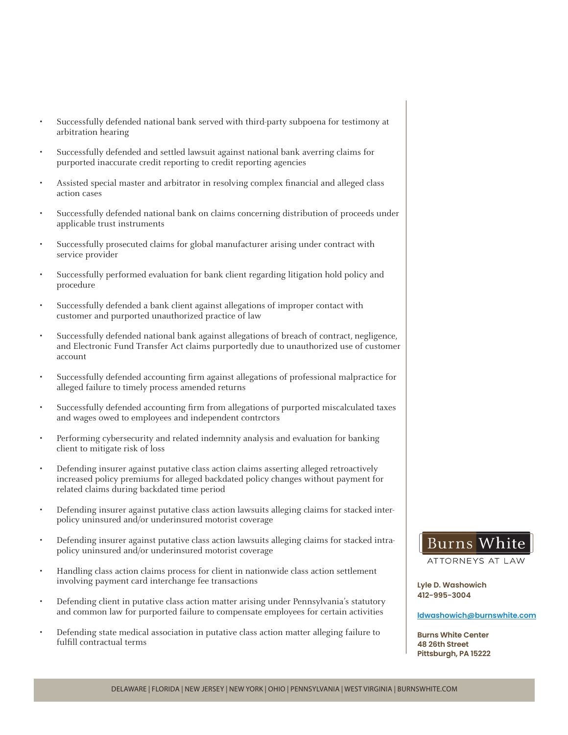- Successfully defended national bank served with third-party subpoena for testimony at arbitration hearing
- Successfully defended and settled lawsuit against national bank averring claims for purported inaccurate credit reporting to credit reporting agencies
- Assisted special master and arbitrator in resolving complex financial and alleged class action cases
- Successfully defended national bank on claims concerning distribution of proceeds under applicable trust instruments
- Successfully prosecuted claims for global manufacturer arising under contract with service provider
- Successfully performed evaluation for bank client regarding litigation hold policy and procedure
- Successfully defended a bank client against allegations of improper contact with customer and purported unauthorized practice of law
- Successfully defended national bank against allegations of breach of contract, negligence, and Electronic Fund Transfer Act claims purportedly due to unauthorized use of customer account
- Successfully defended accounting firm against allegations of professional malpractice for alleged failure to timely process amended returns
- Successfully defended accounting firm from allegations of purported miscalculated taxes and wages owed to employees and independent contrctors
- Performing cybersecurity and related indemnity analysis and evaluation for banking client to mitigate risk of loss
- Defending insurer against putative class action claims asserting alleged retroactively increased policy premiums for alleged backdated policy changes without payment for related claims during backdated time period
- Defending insurer against putative class action lawsuits alleging claims for stacked inter-policy uninsured and/or underinsured motorist coverage
- Defending insurer against putative class action lawsuits alleging claims for stacked intra-policy uninsured and/or underinsured motorist coverage
- Handling class action claims process for client in nationwide class action settlement involving payment card interchange fee transactions
- Defending client in putative class action matter arising under Pennsylvania's statutory and common law for purported failure to compensate employees for certain activities
- Defending state medical association in putative class action matter alleging failure to fulfill contractual terms

Burns White
ATTORNEYS AT LAW

**Lyle D. Washowich**
**412-995-3004**

**ldwashowich@burnswhite.com**

**Burns White Center**
**48 26th Street**
**Pittsburgh, PA 15222**

DELAWARE | FLORIDA | NEW JERSEY | NEW YORK | OHIO | PENNSYLVANIA | WEST VIRGINIA | BURNSWHITE.COM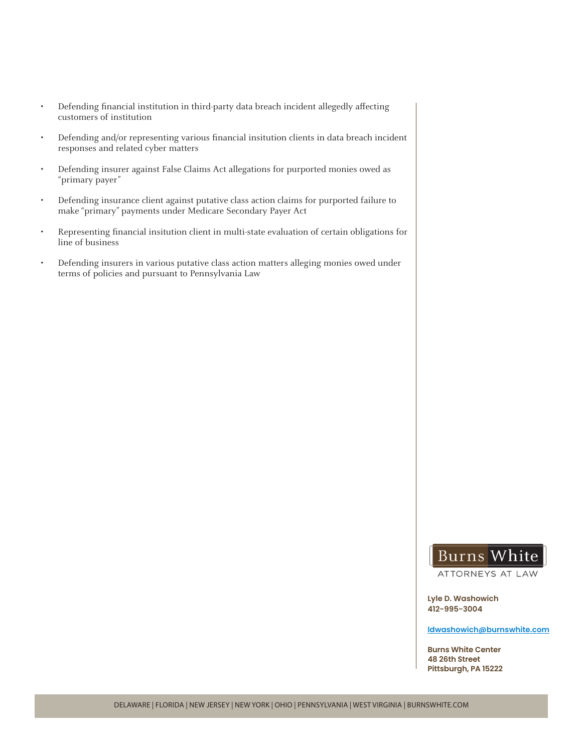- Defending financial institution in third-party data breach incident allegedly affecting customers of institution
- Defending and/or representing various financial insitution clients in data breach incident responses and related cyber matters
- Defending insurer against False Claims Act allegations for purported monies owed as "primary payer"
- Defending insurance client against putative class action claims for purported failure to make "primary" payments under Medicare Secondary Payer Act
- Representing financial insitution client in multi-state evaluation of certain obligations for line of business
- Defending insurers in various putative class action matters alleging monies owed under terms of policies and pursuant to Pennsylvania Law

Burns White
ATTORNEYS AT LAW

**Lyle D. Washowich**
**412-995-3004**

**ldwashowich@burnswhite.com**

**Burns White Center**
**48 26th Street**
**Pittsburgh, PA 15222**

DELAWARE | FLORIDA | NEW JERSEY | NEW YORK | OHIO | PENNSYLVANIA | WEST VIRGINIA | BURNSWHITE.COM